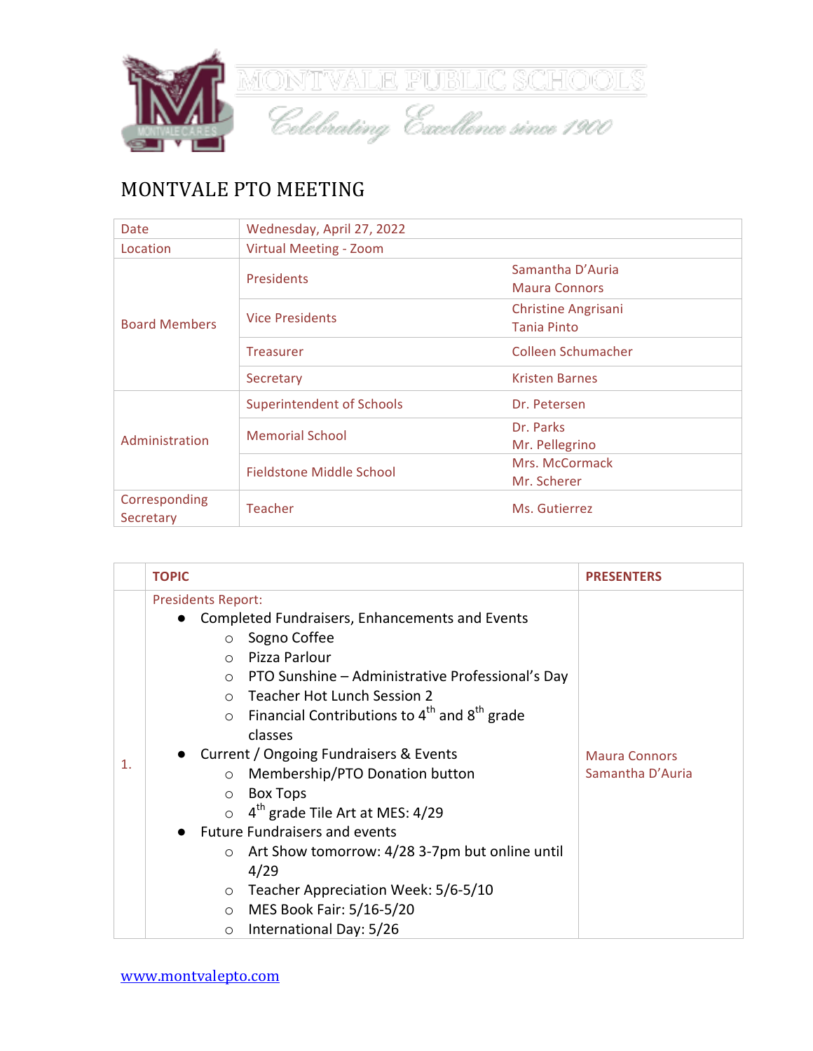MONTVALE PUBLIC SCHOOLS

*Celebrating Excellence since 1900*

# MONTVALE PTO MEETING

| | | |
|---|---|---|
| Date | Wednesday, April 27, 2022 | |
| Location | Virtual Meeting - Zoom | |
| Board Members | Presidents | Samantha D'Auria<br>Maura Connors |
| | Vice Presidents | Christine Angrisani<br>Tania Pinto |
| | Treasurer | Colleen Schumacher |
| | Secretary | Kristen Barnes |
| Administration | Superintendent of Schools | Dr. Petersen |
| | Memorial School | Dr. Parks<br>Mr. Pellegrino |
| | Fieldstone Middle School | Mrs. McCormack<br>Mr. Scherer |
| Corresponding Secretary | Teacher | Ms. Gutierrez |

| | TOPIC | PRESENTERS |
|---|---|---|
| 1. | Presidents Report:<br>● Completed Fundraisers, Enhancements and Events<br>○ Sogno Coffee<br>○ Pizza Parlour<br>○ PTO Sunshine – Administrative Professional's Day<br>○ Teacher Hot Lunch Session 2<br>○ Financial Contributions to 4th and 8th grade classes<br>● Current / Ongoing Fundraisers & Events<br>○ Membership/PTO Donation button<br>○ Box Tops<br>○ 4th grade Tile Art at MES: 4/29<br>● Future Fundraisers and events<br>○ Art Show tomorrow: 4/28 3-7pm but online until 4/29<br>○ Teacher Appreciation Week: 5/6-5/10<br>○ MES Book Fair: 5/16-5/20<br>○ International Day: 5/26 | Maura Connors<br>Samantha D'Auria |

www.montvalepto.com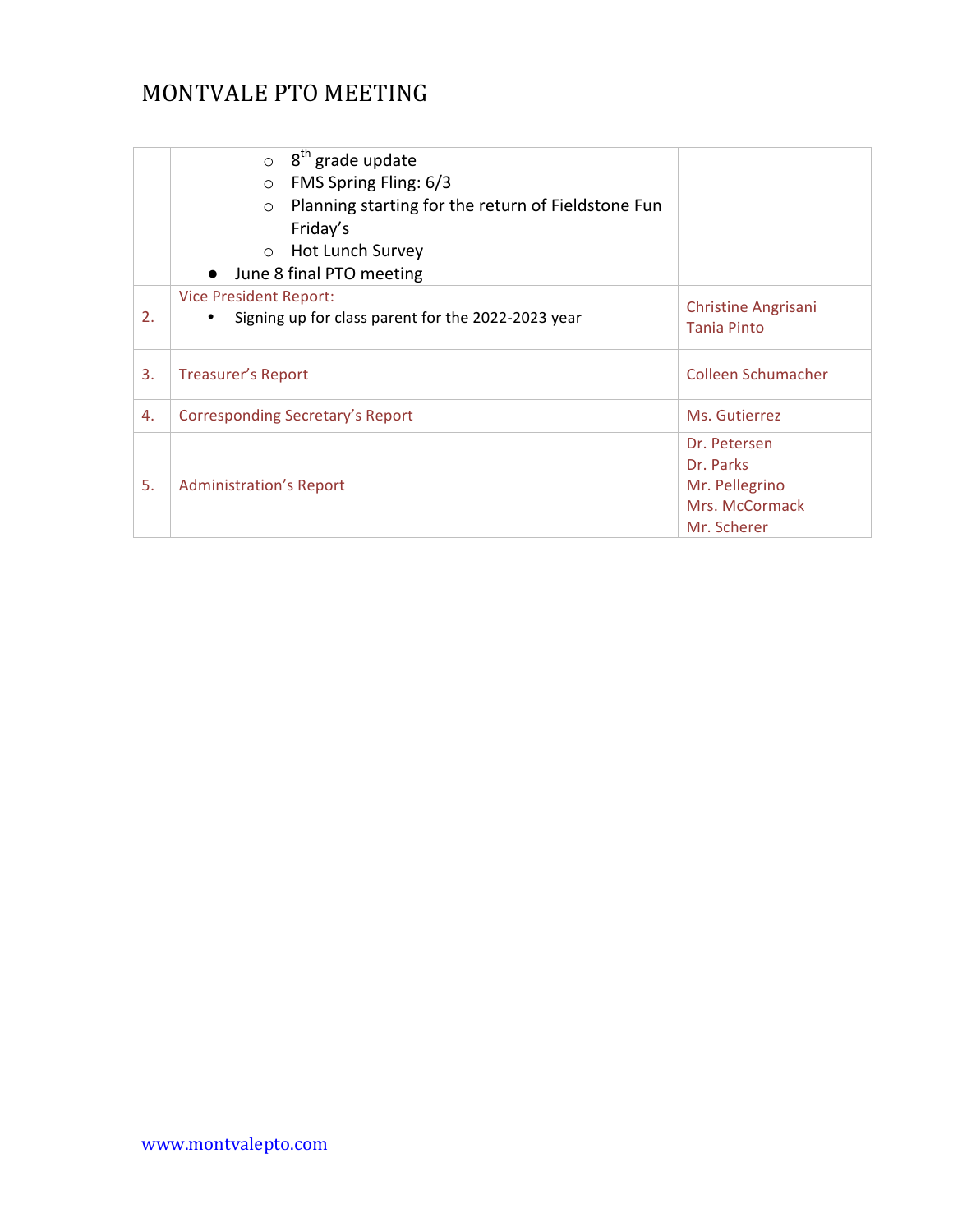| | | |
|---|---|---|
| | ◦ 8th grade update<br>◦ FMS Spring Fling: 6/3<br>◦ Planning starting for the return of Fieldstone Fun Friday's<br>◦ Hot Lunch Survey<br>• June 8 final PTO meeting | |
| 2. | Vice President Report:<br>• Signing up for class parent for the 2022-2023 year | Christine Angrisani<br>Tania Pinto |
| 3. | Treasurer's Report | Colleen Schumacher |
| 4. | Corresponding Secretary's Report | Ms. Gutierrez |
| 5. | Administration's Report | Dr. Petersen<br>Dr. Parks<br>Mr. Pellegrino<br>Mrs. McCormack<br>Mr. Scherer |